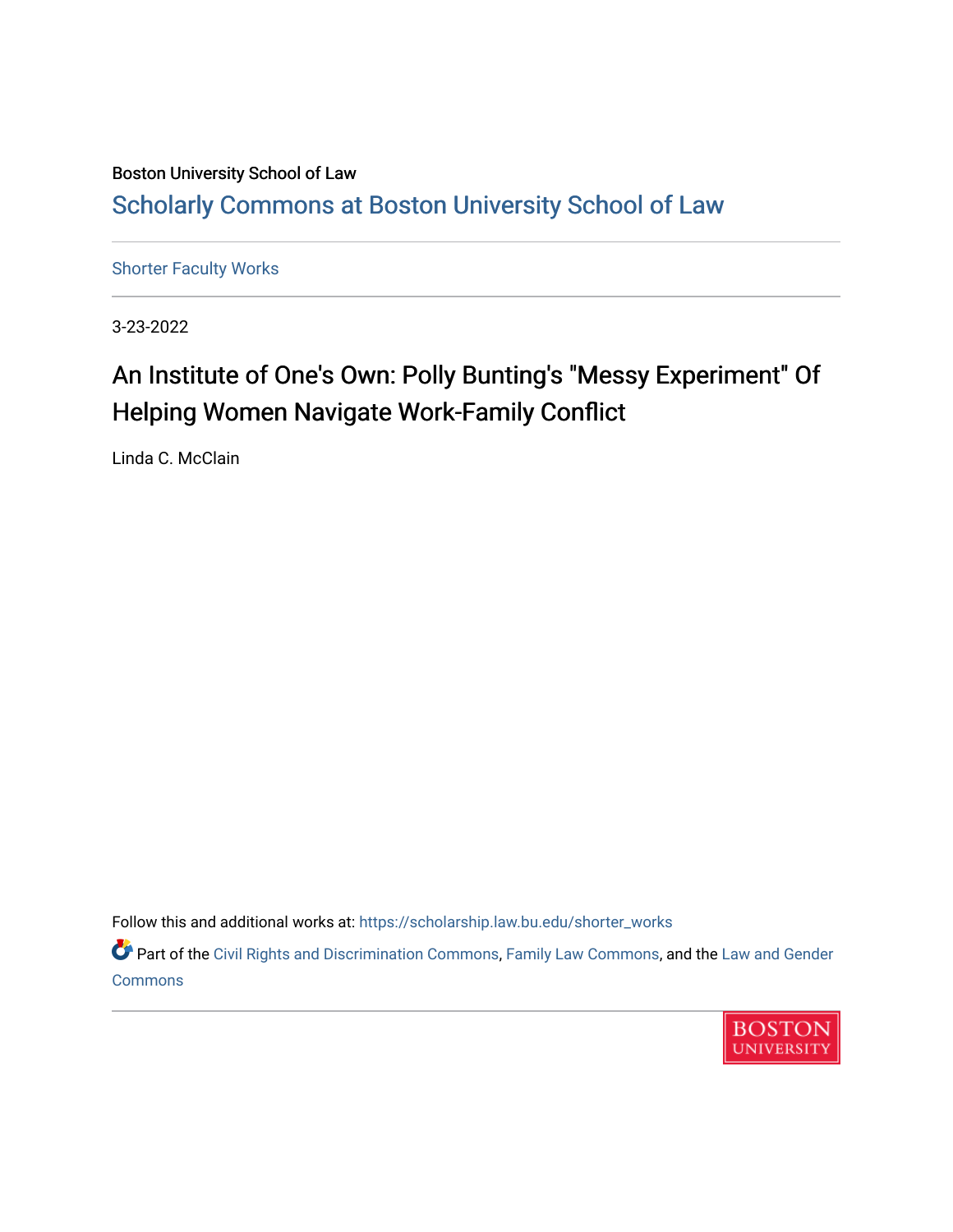Boston University School of Law

Scholarly Commons at Boston University School of Law

Shorter Faculty Works

3-23-2022

# An Institute of One's Own: Polly Bunting's "Messy Experiment" Of Helping Women Navigate Work-Family Conflict

Linda C. McClain

Follow this and additional works at: https://scholarship.law.bu.edu/shorter_works

Part of the Civil Rights and Discrimination Commons, Family Law Commons, and the Law and Gender Commons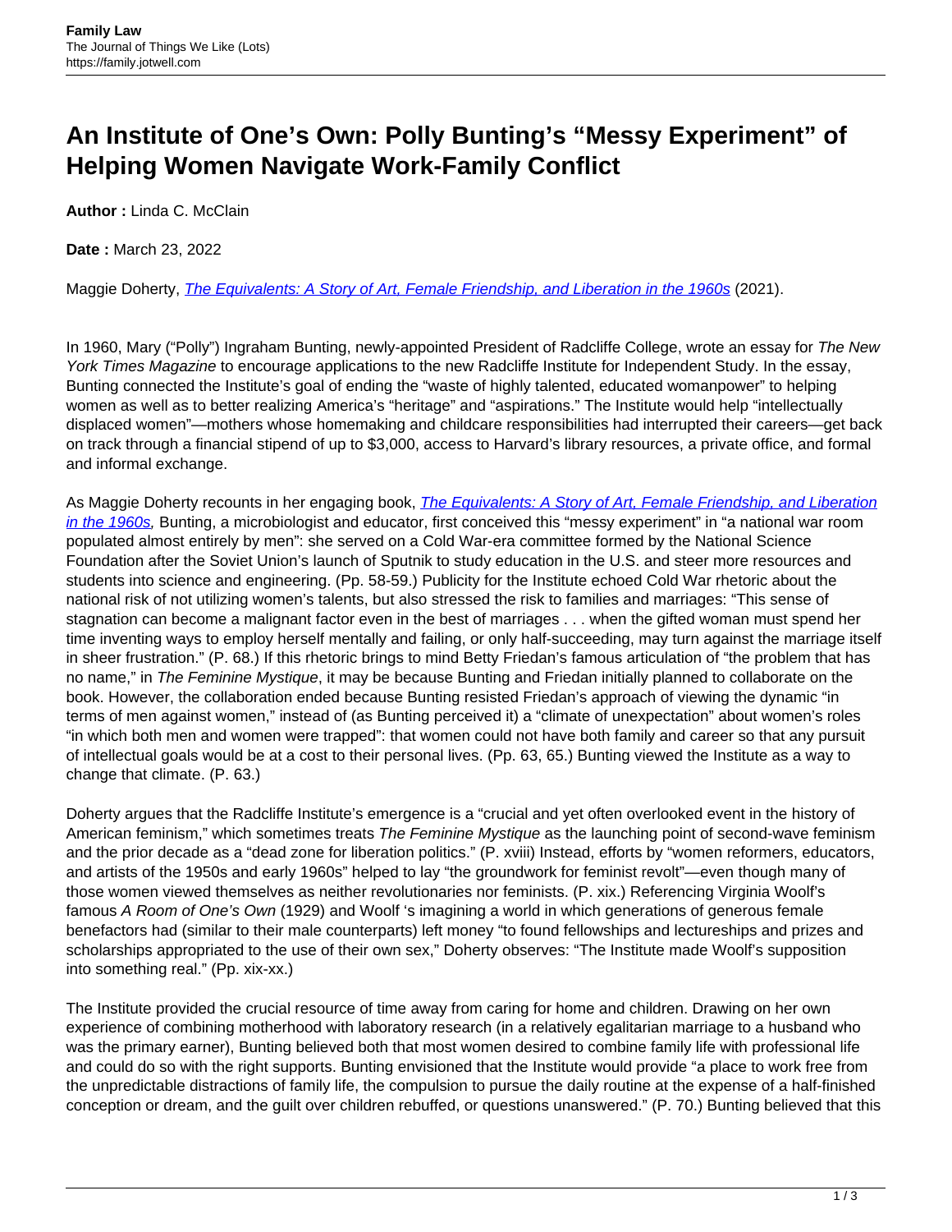# An Institute of One's Own: Polly Bunting's "Messy Experiment" of Helping Women Navigate Work-Family Conflict

**Author :** Linda C. McClain

**Date :** March 23, 2022

Maggie Doherty, *The Equivalents: A Story of Art, Female Friendship, and Liberation in the 1960s* (2021).

In 1960, Mary ("Polly") Ingraham Bunting, newly-appointed President of Radcliffe College, wrote an essay for *The New York Times Magazine* to encourage applications to the new Radcliffe Institute for Independent Study. In the essay, Bunting connected the Institute's goal of ending the "waste of highly talented, educated womanpower" to helping women as well as to better realizing America's "heritage" and "aspirations." The Institute would help "intellectually displaced women"—mothers whose homemaking and childcare responsibilities had interrupted their careers—get back on track through a financial stipend of up to $3,000, access to Harvard's library resources, a private office, and formal and informal exchange.

As Maggie Doherty recounts in her engaging book, *The Equivalents: A Story of Art, Female Friendship, and Liberation in the 1960s,* Bunting, a microbiologist and educator, first conceived this "messy experiment" in "a national war room populated almost entirely by men": she served on a Cold War-era committee formed by the National Science Foundation after the Soviet Union's launch of Sputnik to study education in the U.S. and steer more resources and students into science and engineering. (Pp. 58-59.) Publicity for the Institute echoed Cold War rhetoric about the national risk of not utilizing women's talents, but also stressed the risk to families and marriages: "This sense of stagnation can become a malignant factor even in the best of marriages . . . when the gifted woman must spend her time inventing ways to employ herself mentally and failing, or only half-succeeding, may turn against the marriage itself in sheer frustration." (P. 68.) If this rhetoric brings to mind Betty Friedan's famous articulation of "the problem that has no name," in *The Feminine Mystique*, it may be because Bunting and Friedan initially planned to collaborate on the book. However, the collaboration ended because Bunting resisted Friedan's approach of viewing the dynamic "in terms of men against women," instead of (as Bunting perceived it) a "climate of unexpectation" about women's roles "in which both men and women were trapped": that women could not have both family and career so that any pursuit of intellectual goals would be at a cost to their personal lives. (Pp. 63, 65.) Bunting viewed the Institute as a way to change that climate. (P. 63.)

Doherty argues that the Radcliffe Institute's emergence is a "crucial and yet often overlooked event in the history of American feminism," which sometimes treats *The Feminine Mystique* as the launching point of second-wave feminism and the prior decade as a "dead zone for liberation politics." (P. xviii) Instead, efforts by "women reformers, educators, and artists of the 1950s and early 1960s" helped to lay "the groundwork for feminist revolt"—even though many of those women viewed themselves as neither revolutionaries nor feminists. (P. xix.) Referencing Virginia Woolf's famous *A Room of One's Own* (1929) and Woolf 's imagining a world in which generations of generous female benefactors had (similar to their male counterparts) left money "to found fellowships and lectureships and prizes and scholarships appropriated to the use of their own sex," Doherty observes: "The Institute made Woolf's supposition into something real." (Pp. xix-xx.)

The Institute provided the crucial resource of time away from caring for home and children. Drawing on her own experience of combining motherhood with laboratory research (in a relatively egalitarian marriage to a husband who was the primary earner), Bunting believed both that most women desired to combine family life with professional life and could do so with the right supports. Bunting envisioned that the Institute would provide "a place to work free from the unpredictable distractions of family life, the compulsion to pursue the daily routine at the expense of a half-finished conception or dream, and the guilt over children rebuffed, or questions unanswered." (P. 70.) Bunting believed that this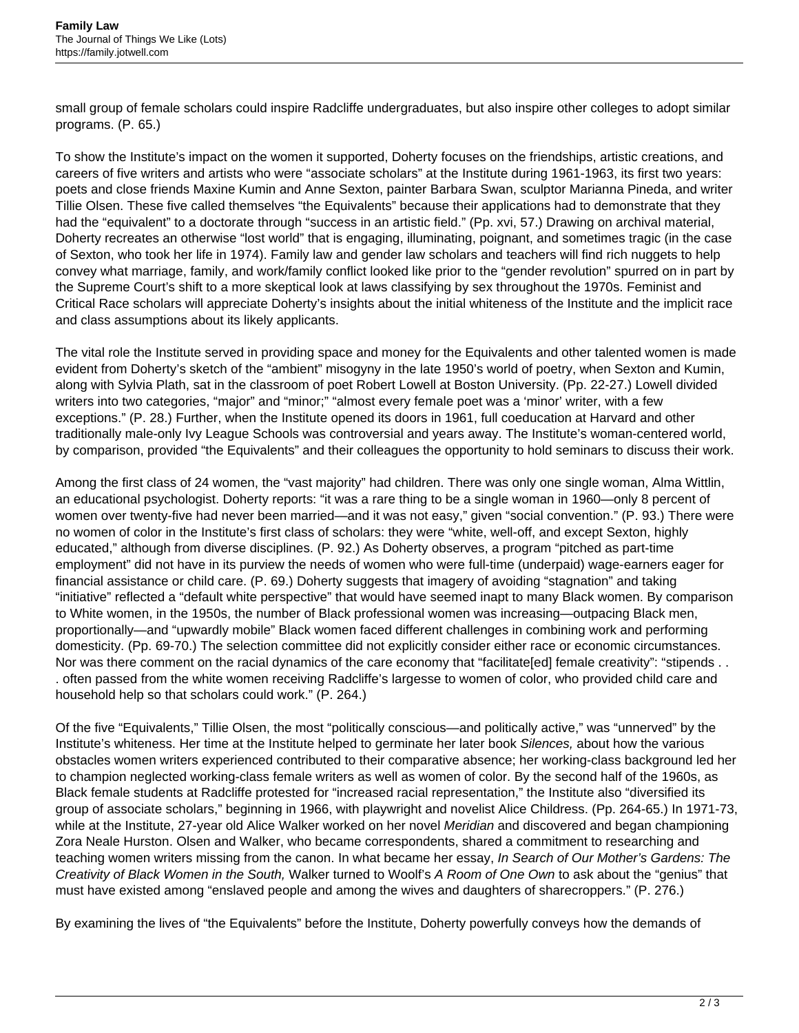small group of female scholars could inspire Radcliffe undergraduates, but also inspire other colleges to adopt similar programs. (P. 65.)

To show the Institute's impact on the women it supported, Doherty focuses on the friendships, artistic creations, and careers of five writers and artists who were "associate scholars" at the Institute during 1961-1963, its first two years: poets and close friends Maxine Kumin and Anne Sexton, painter Barbara Swan, sculptor Marianna Pineda, and writer Tillie Olsen. These five called themselves "the Equivalents" because their applications had to demonstrate that they had the "equivalent" to a doctorate through "success in an artistic field." (Pp. xvi, 57.) Drawing on archival material, Doherty recreates an otherwise "lost world" that is engaging, illuminating, poignant, and sometimes tragic (in the case of Sexton, who took her life in 1974). Family law and gender law scholars and teachers will find rich nuggets to help convey what marriage, family, and work/family conflict looked like prior to the "gender revolution" spurred on in part by the Supreme Court's shift to a more skeptical look at laws classifying by sex throughout the 1970s. Feminist and Critical Race scholars will appreciate Doherty's insights about the initial whiteness of the Institute and the implicit race and class assumptions about its likely applicants.

The vital role the Institute served in providing space and money for the Equivalents and other talented women is made evident from Doherty's sketch of the "ambient" misogyny in the late 1950's world of poetry, when Sexton and Kumin, along with Sylvia Plath, sat in the classroom of poet Robert Lowell at Boston University. (Pp. 22-27.) Lowell divided writers into two categories, "major" and "minor;" "almost every female poet was a 'minor' writer, with a few exceptions." (P. 28.) Further, when the Institute opened its doors in 1961, full coeducation at Harvard and other traditionally male-only Ivy League Schools was controversial and years away. The Institute's woman-centered world, by comparison, provided "the Equivalents" and their colleagues the opportunity to hold seminars to discuss their work.

Among the first class of 24 women, the "vast majority" had children. There was only one single woman, Alma Wittlin, an educational psychologist. Doherty reports: "it was a rare thing to be a single woman in 1960—only 8 percent of women over twenty-five had never been married—and it was not easy," given "social convention." (P. 93.) There were no women of color in the Institute's first class of scholars: they were "white, well-off, and except Sexton, highly educated," although from diverse disciplines. (P. 92.) As Doherty observes, a program "pitched as part-time employment" did not have in its purview the needs of women who were full-time (underpaid) wage-earners eager for financial assistance or child care. (P. 69.) Doherty suggests that imagery of avoiding "stagnation" and taking "initiative" reflected a "default white perspective" that would have seemed inapt to many Black women. By comparison to White women, in the 1950s, the number of Black professional women was increasing—outpacing Black men, proportionally—and "upwardly mobile" Black women faced different challenges in combining work and performing domesticity. (Pp. 69-70.) The selection committee did not explicitly consider either race or economic circumstances. Nor was there comment on the racial dynamics of the care economy that "facilitate[ed] female creativity": "stipends . . . often passed from the white women receiving Radcliffe's largesse to women of color, who provided child care and household help so that scholars could work." (P. 264.)

Of the five "Equivalents," Tillie Olsen, the most "politically conscious—and politically active," was "unnerved" by the Institute's whiteness. Her time at the Institute helped to germinate her later book *Silences,* about how the various obstacles women writers experienced contributed to their comparative absence; her working-class background led her to champion neglected working-class female writers as well as women of color. By the second half of the 1960s, as Black female students at Radcliffe protested for "increased racial representation," the Institute also "diversified its group of associate scholars," beginning in 1966, with playwright and novelist Alice Childress. (Pp. 264-65.) In 1971-73, while at the Institute, 27-year old Alice Walker worked on her novel *Meridian* and discovered and began championing Zora Neale Hurston. Olsen and Walker, who became correspondents, shared a commitment to researching and teaching women writers missing from the canon. In what became her essay, *In Search of Our Mother's Gardens: The Creativity of Black Women in the South,* Walker turned to Woolf's *A Room of One Own* to ask about the "genius" that must have existed among "enslaved people and among the wives and daughters of sharecroppers." (P. 276.)

By examining the lives of "the Equivalents" before the Institute, Doherty powerfully conveys how the demands of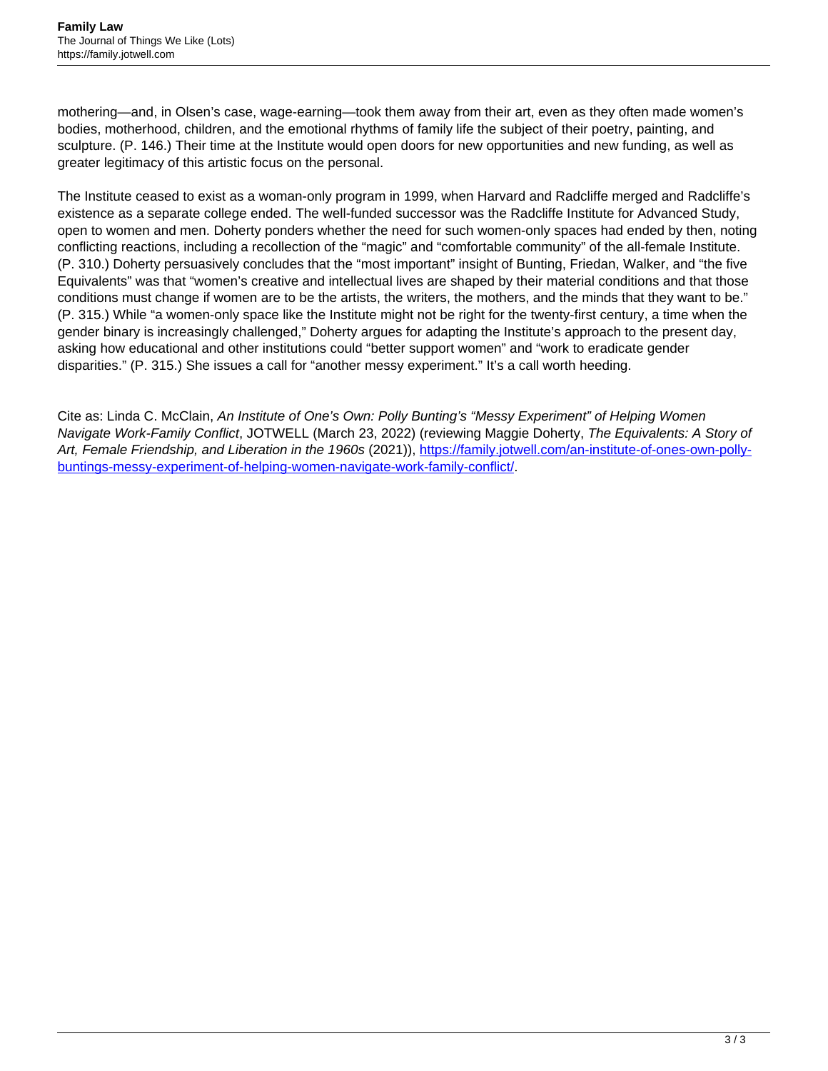mothering—and, in Olsen's case, wage-earning—took them away from their art, even as they often made women's bodies, motherhood, children, and the emotional rhythms of family life the subject of their poetry, painting, and sculpture. (P. 146.) Their time at the Institute would open doors for new opportunities and new funding, as well as greater legitimacy of this artistic focus on the personal.

The Institute ceased to exist as a woman-only program in 1999, when Harvard and Radcliffe merged and Radcliffe's existence as a separate college ended. The well-funded successor was the Radcliffe Institute for Advanced Study, open to women and men. Doherty ponders whether the need for such women-only spaces had ended by then, noting conflicting reactions, including a recollection of the "magic" and "comfortable community" of the all-female Institute. (P. 310.) Doherty persuasively concludes that the "most important" insight of Bunting, Friedan, Walker, and "the five Equivalents" was that "women's creative and intellectual lives are shaped by their material conditions and that those conditions must change if women are to be the artists, the writers, the mothers, and the minds that they want to be." (P. 315.) While "a women-only space like the Institute might not be right for the twenty-first century, a time when the gender binary is increasingly challenged," Doherty argues for adapting the Institute's approach to the present day, asking how educational and other institutions could "better support women" and "work to eradicate gender disparities." (P. 315.) She issues a call for "another messy experiment." It's a call worth heeding.

Cite as: Linda C. McClain, *An Institute of One's Own: Polly Bunting's "Messy Experiment" of Helping Women Navigate Work-Family Conflict*, JOTWELL (March 23, 2022) (reviewing Maggie Doherty, *The Equivalents: A Story of Art, Female Friendship, and Liberation in the 1960s* (2021)), [https://family.jotwell.com/an-institute-of-ones-own-polly-buntings-messy-experiment-of-helping-women-navigate-work-family-conflict/](https://family.jotwell.com/an-institute-of-ones-own-polly-buntings-messy-experiment-of-helping-women-navigate-work-family-conflict/).